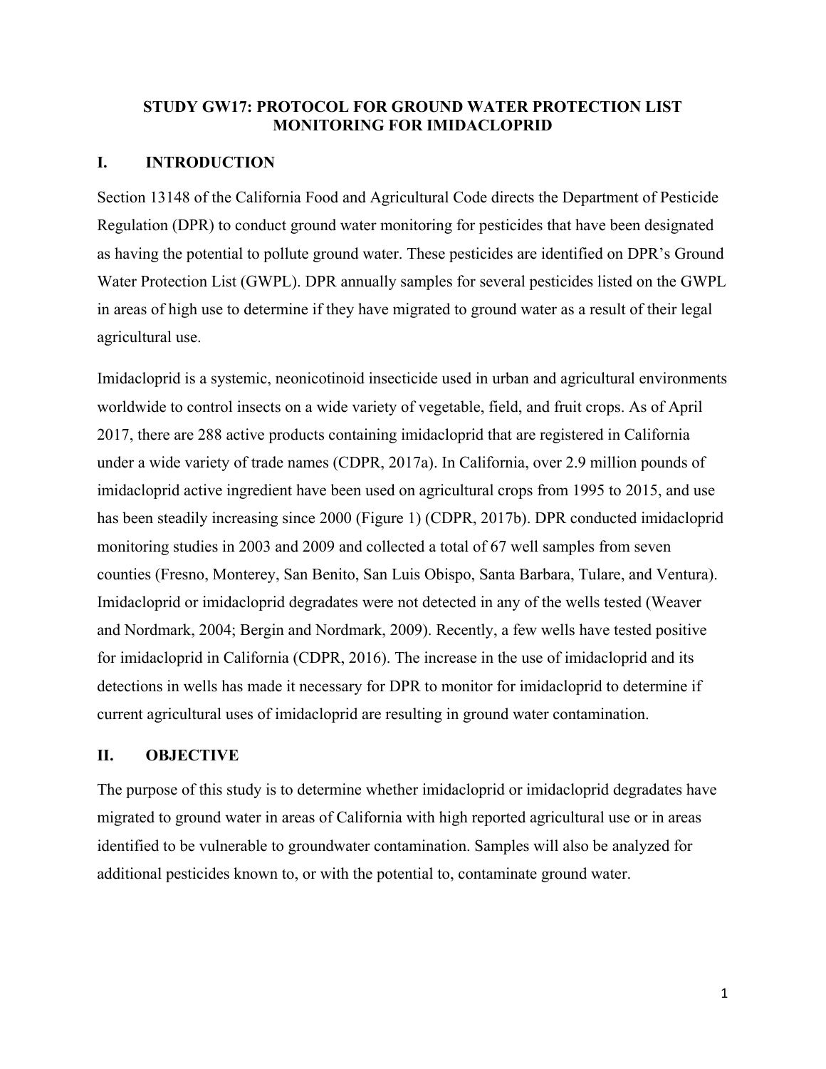# STUDY GW17: PROTOCOL FOR GROUND WATER PROTECTION LIST MONITORING FOR IMIDACLOPRID

## I. INTRODUCTION

Section 13148 of the California Food and Agricultural Code directs the Department of Pesticide Regulation (DPR) to conduct ground water monitoring for pesticides that have been designated as having the potential to pollute ground water. These pesticides are identified on DPR's Ground Water Protection List (GWPL). DPR annually samples for several pesticides listed on the GWPL in areas of high use to determine if they have migrated to ground water as a result of their legal agricultural use.

Imidacloprid is a systemic, neonicotinoid insecticide used in urban and agricultural environments worldwide to control insects on a wide variety of vegetable, field, and fruit crops. As of April 2017, there are 288 active products containing imidacloprid that are registered in California under a wide variety of trade names (CDPR, 2017a). In California, over 2.9 million pounds of imidacloprid active ingredient have been used on agricultural crops from 1995 to 2015, and use has been steadily increasing since 2000 (Figure 1) (CDPR, 2017b). DPR conducted imidacloprid monitoring studies in 2003 and 2009 and collected a total of 67 well samples from seven counties (Fresno, Monterey, San Benito, San Luis Obispo, Santa Barbara, Tulare, and Ventura). Imidacloprid or imidacloprid degradates were not detected in any of the wells tested (Weaver and Nordmark, 2004; Bergin and Nordmark, 2009). Recently, a few wells have tested positive for imidacloprid in California (CDPR, 2016). The increase in the use of imidacloprid and its detections in wells has made it necessary for DPR to monitor for imidacloprid to determine if current agricultural uses of imidacloprid are resulting in ground water contamination.

## II. OBJECTIVE

The purpose of this study is to determine whether imidacloprid or imidacloprid degradates have migrated to ground water in areas of California with high reported agricultural use or in areas identified to be vulnerable to groundwater contamination. Samples will also be analyzed for additional pesticides known to, or with the potential to, contaminate ground water.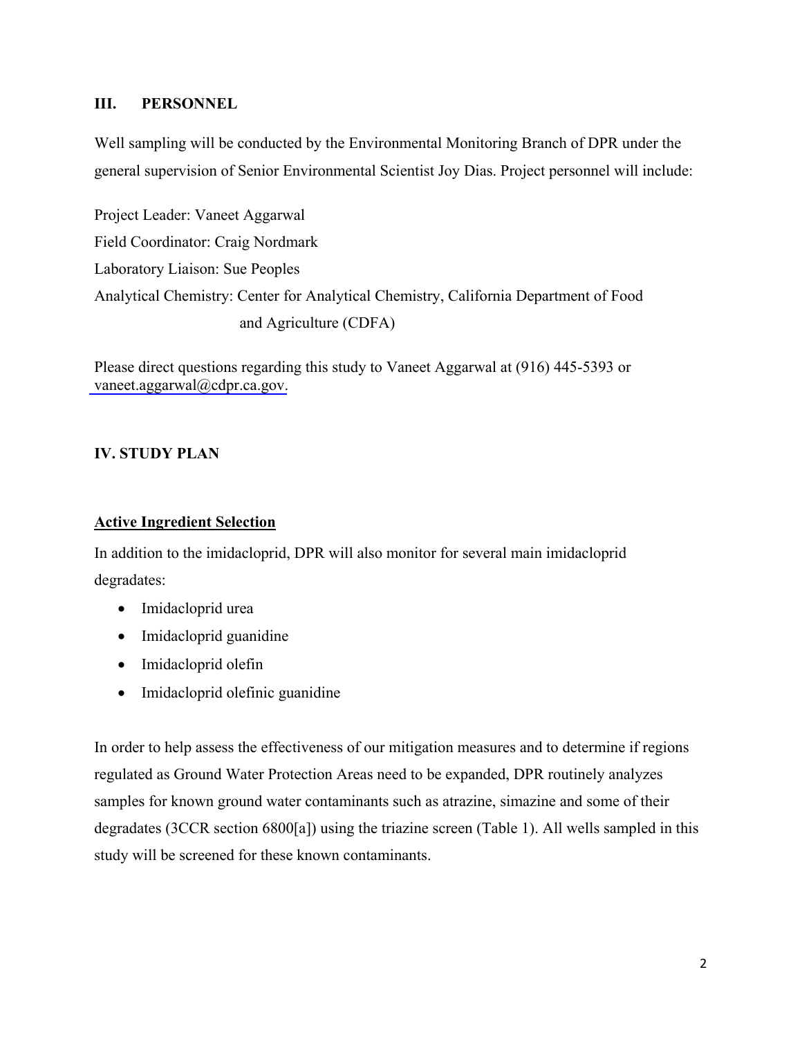## III. PERSONNEL

Well sampling will be conducted by the Environmental Monitoring Branch of DPR under the general supervision of Senior Environmental Scientist Joy Dias. Project personnel will include:

Project Leader: Vaneet Aggarwal
Field Coordinator: Craig Nordmark
Laboratory Liaison: Sue Peoples
Analytical Chemistry: Center for Analytical Chemistry, California Department of Food and Agriculture (CDFA)

Please direct questions regarding this study to Vaneet Aggarwal at (916) 445-5393 or vaneet.aggarwal@cdpr.ca.gov.

## IV. STUDY PLAN

### Active Ingredient Selection

In addition to the imidacloprid, DPR will also monitor for several main imidacloprid degradates:

- Imidacloprid urea
- Imidacloprid guanidine
- Imidacloprid olefin
- Imidacloprid olefinic guanidine

In order to help assess the effectiveness of our mitigation measures and to determine if regions regulated as Ground Water Protection Areas need to be expanded, DPR routinely analyzes samples for known ground water contaminants such as atrazine, simazine and some of their degradates (3CCR section 6800[a]) using the triazine screen (Table 1). All wells sampled in this study will be screened for these known contaminants.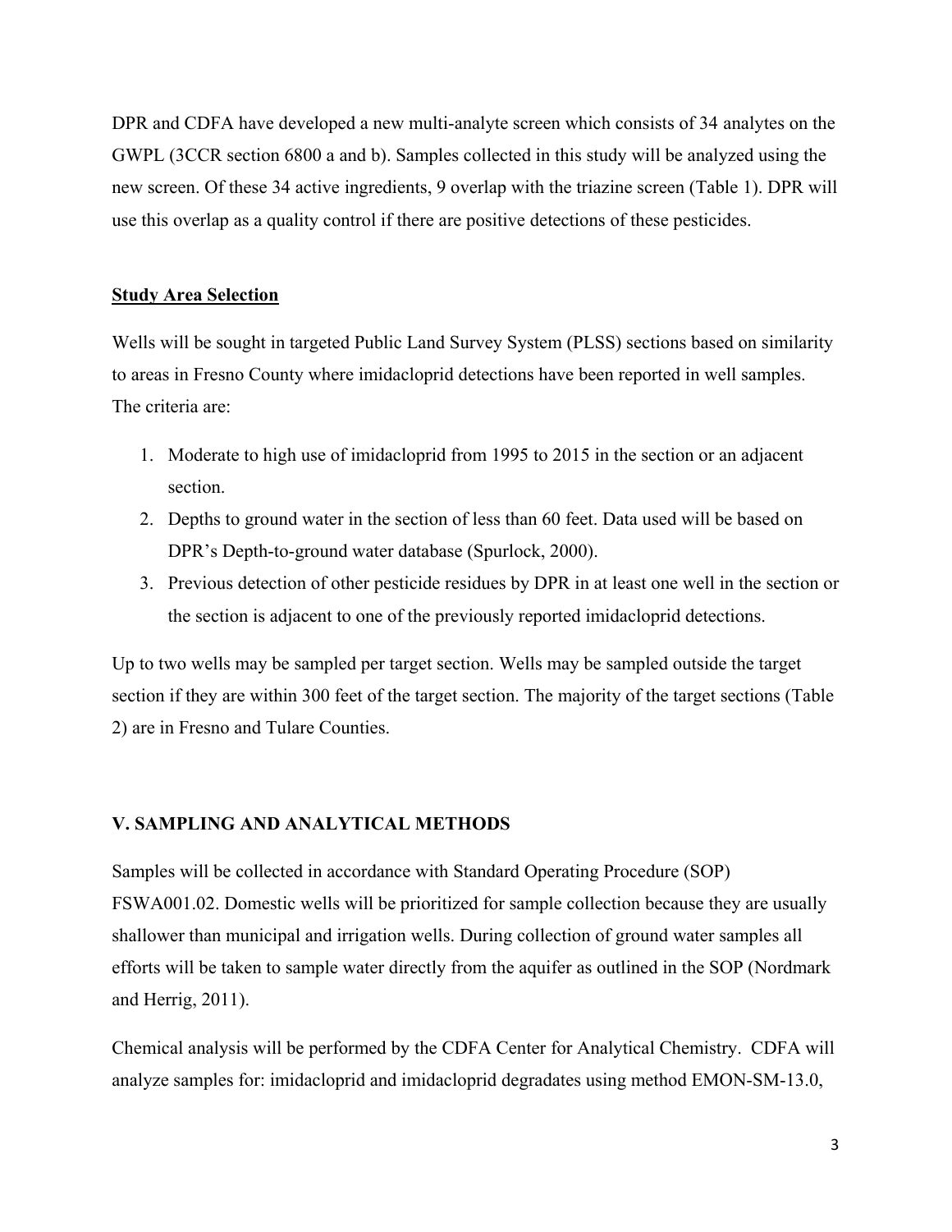DPR and CDFA have developed a new multi-analyte screen which consists of 34 analytes on the GWPL (3CCR section 6800 a and b). Samples collected in this study will be analyzed using the new screen. Of these 34 active ingredients, 9 overlap with the triazine screen (Table 1). DPR will use this overlap as a quality control if there are positive detections of these pesticides.

## Study Area Selection

Wells will be sought in targeted Public Land Survey System (PLSS) sections based on similarity to areas in Fresno County where imidacloprid detections have been reported in well samples. The criteria are:

1. Moderate to high use of imidacloprid from 1995 to 2015 in the section or an adjacent section.
2. Depths to ground water in the section of less than 60 feet. Data used will be based on DPR's Depth-to-ground water database (Spurlock, 2000).
3. Previous detection of other pesticide residues by DPR in at least one well in the section or the section is adjacent to one of the previously reported imidacloprid detections.

Up to two wells may be sampled per target section. Wells may be sampled outside the target section if they are within 300 feet of the target section. The majority of the target sections (Table 2) are in Fresno and Tulare Counties.

## V. SAMPLING AND ANALYTICAL METHODS

Samples will be collected in accordance with Standard Operating Procedure (SOP) FSWA001.02. Domestic wells will be prioritized for sample collection because they are usually shallower than municipal and irrigation wells. During collection of ground water samples all efforts will be taken to sample water directly from the aquifer as outlined in the SOP (Nordmark and Herrig, 2011).

Chemical analysis will be performed by the CDFA Center for Analytical Chemistry. CDFA will analyze samples for: imidacloprid and imidacloprid degradates using method EMON-SM-13.0,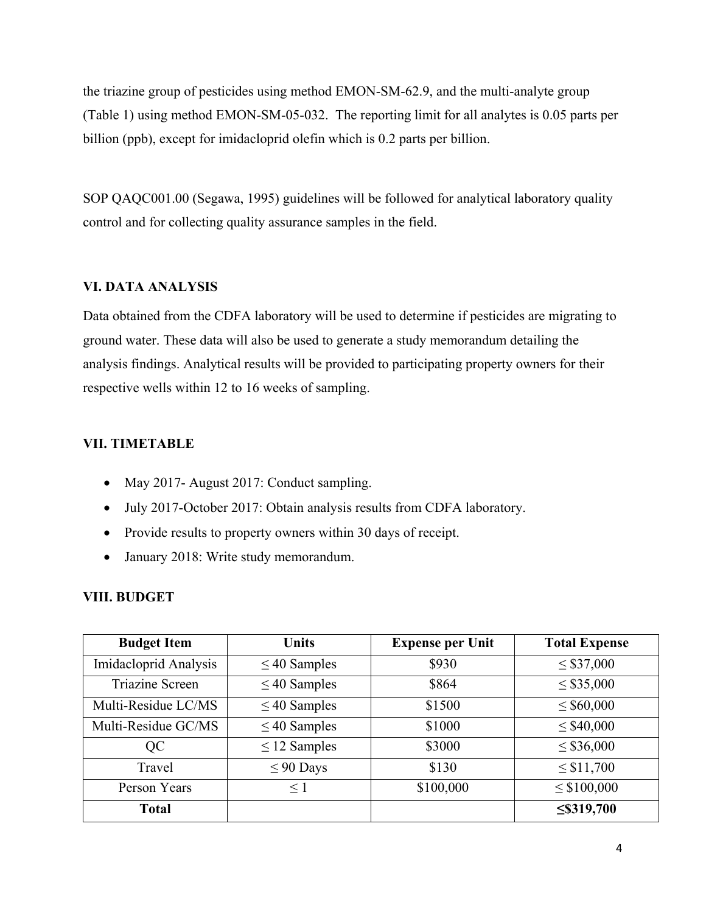the triazine group of pesticides using method EMON-SM-62.9, and the multi-analyte group (Table 1) using method EMON-SM-05-032. The reporting limit for all analytes is 0.05 parts per billion (ppb), except for imidacloprid olefin which is 0.2 parts per billion.

SOP QAQC001.00 (Segawa, 1995) guidelines will be followed for analytical laboratory quality control and for collecting quality assurance samples in the field.

## VI. DATA ANALYSIS

Data obtained from the CDFA laboratory will be used to determine if pesticides are migrating to ground water. These data will also be used to generate a study memorandum detailing the analysis findings. Analytical results will be provided to participating property owners for their respective wells within 12 to 16 weeks of sampling.

## VII. TIMETABLE

- May 2017- August 2017: Conduct sampling.
- July 2017-October 2017: Obtain analysis results from CDFA laboratory.
- Provide results to property owners within 30 days of receipt.
- January 2018: Write study memorandum.

## VIII. BUDGET

| Budget Item | Units | Expense per Unit | Total Expense |
|---|---|---|---|
| Imidacloprid Analysis | ≤ 40 Samples | $930 | ≤ $37,000 |
| Triazine Screen | ≤ 40 Samples | $864 | ≤ $35,000 |
| Multi-Residue LC/MS | ≤ 40 Samples | $1500 | ≤ $60,000 |
| Multi-Residue GC/MS | ≤ 40 Samples | $1000 | ≤ $40,000 |
| QC | ≤ 12 Samples | $3000 | ≤ $36,000 |
| Travel | ≤ 90 Days | $130 | ≤ $11,700 |
| Person Years | ≤ 1 | $100,000 | ≤ $100,000 |
| **Total** | | | **≤$319,700** |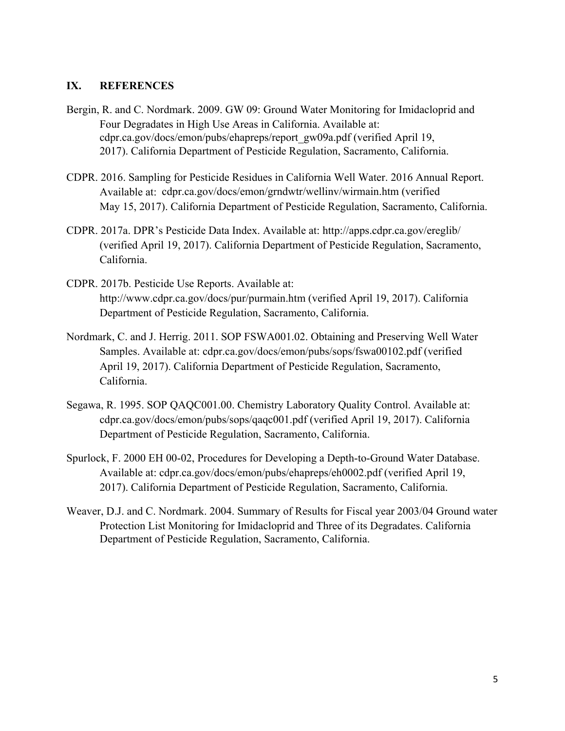## IX. REFERENCES

Bergin, R. and C. Nordmark. 2009. GW 09: Ground Water Monitoring for Imidacloprid and Four Degradates in High Use Areas in California. Available at: cdpr.ca.gov/docs/emon/pubs/ehapreps/report_gw09a.pdf (verified April 19, 2017). California Department of Pesticide Regulation, Sacramento, California.

CDPR. 2016. Sampling for Pesticide Residues in California Well Water. 2016 Annual Report. Available at: cdpr.ca.gov/docs/emon/grndwtr/wellinv/wirmain.htm (verified May 15, 2017). California Department of Pesticide Regulation, Sacramento, California.

CDPR. 2017a. DPR's Pesticide Data Index. Available at: http://apps.cdpr.ca.gov/ereglib/ (verified April 19, 2017). California Department of Pesticide Regulation, Sacramento, California.

CDPR. 2017b. Pesticide Use Reports. Available at: http://www.cdpr.ca.gov/docs/pur/purmain.htm (verified April 19, 2017). California Department of Pesticide Regulation, Sacramento, California.

Nordmark, C. and J. Herrig. 2011. SOP FSWA001.02. Obtaining and Preserving Well Water Samples. Available at: cdpr.ca.gov/docs/emon/pubs/sops/fswa00102.pdf (verified April 19, 2017). California Department of Pesticide Regulation, Sacramento, California.

Segawa, R. 1995. SOP QAQC001.00. Chemistry Laboratory Quality Control. Available at: cdpr.ca.gov/docs/emon/pubs/sops/qaqc001.pdf (verified April 19, 2017). California Department of Pesticide Regulation, Sacramento, California.

Spurlock, F. 2000 EH 00-02, Procedures for Developing a Depth-to-Ground Water Database. Available at: cdpr.ca.gov/docs/emon/pubs/ehapreps/eh0002.pdf (verified April 19, 2017). California Department of Pesticide Regulation, Sacramento, California.

Weaver, D.J. and C. Nordmark. 2004. Summary of Results for Fiscal year 2003/04 Ground water Protection List Monitoring for Imidacloprid and Three of its Degradates. California Department of Pesticide Regulation, Sacramento, California.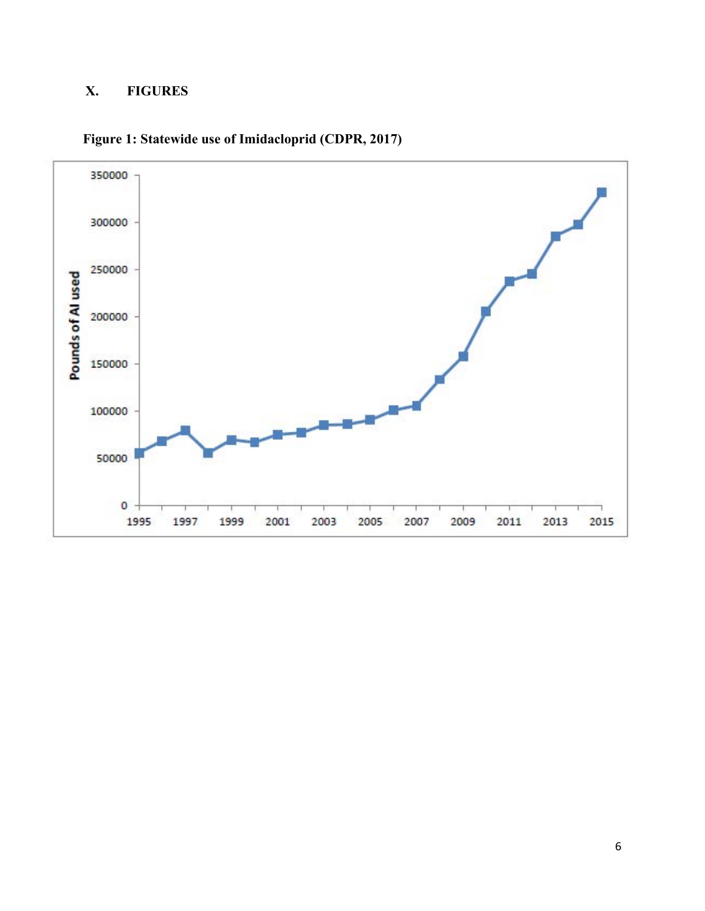## X. FIGURES

**Figure 1: Statewide use of Imidacloprid (CDPR, 2017)**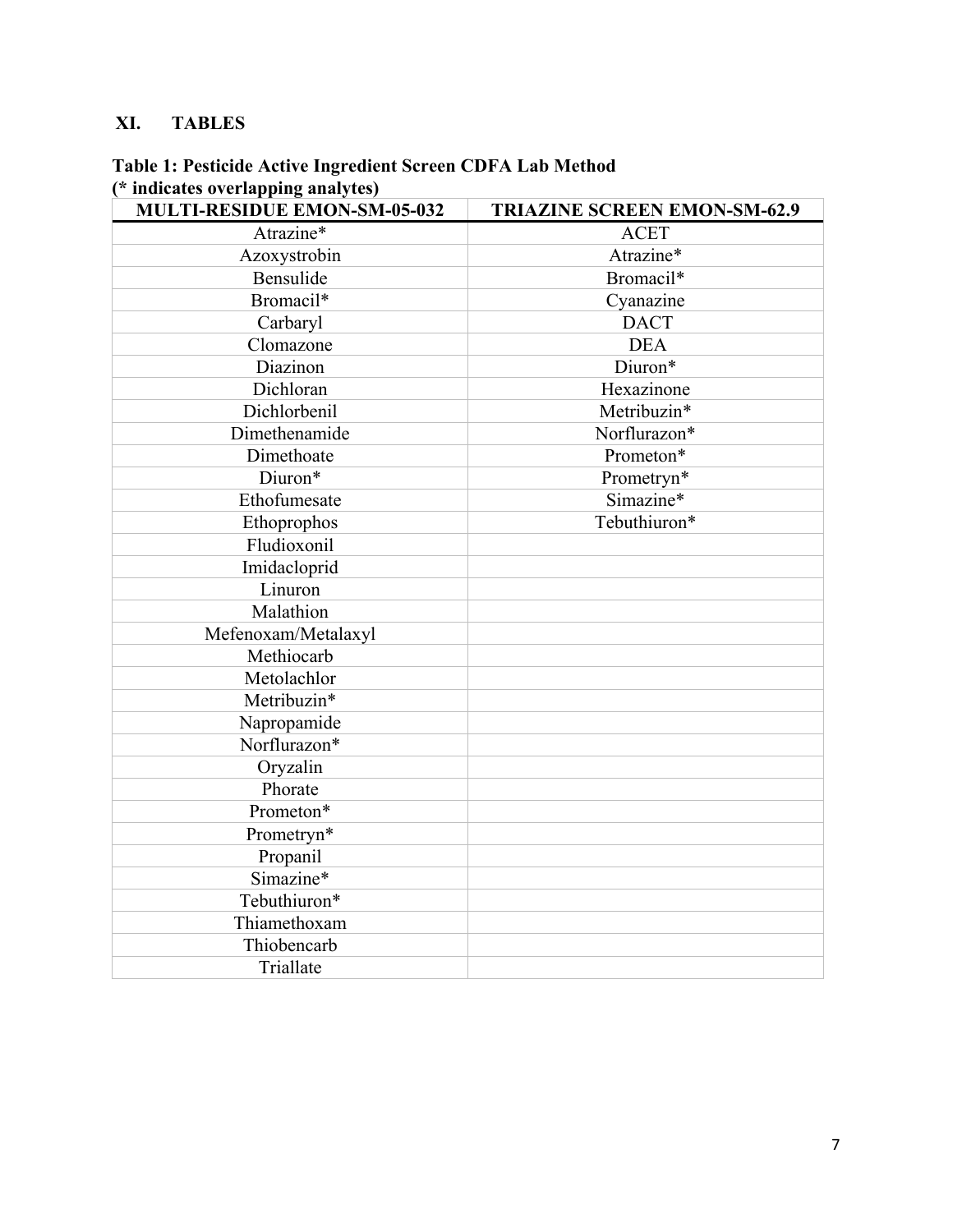## XI. TABLES

**Table 1: Pesticide Active Ingredient Screen CDFA Lab Method**
**(* indicates overlapping analytes)**

| MULTI-RESIDUE EMON-SM-05-032 | TRIAZINE SCREEN EMON-SM-62.9 |
|---|---|
| Atrazine* | ACET |
| Azoxystrobin | Atrazine* |
| Bensulide | Bromacil* |
| Bromacil* | Cyanazine |
| Carbaryl | DACT |
| Clomazone | DEA |
| Diazinon | Diuron* |
| Dichloran | Hexazinone |
| Dichlorbenil | Metribuzin* |
| Dimethenamide | Norflurazon* |
| Dimethoate | Prometon* |
| Diuron* | Prometryn* |
| Ethofumesate | Simazine* |
| Ethoprophos | Tebuthiuron* |
| Fludioxonil | |
| Imidacloprid | |
| Linuron | |
| Malathion | |
| Mefenoxam/Metalaxyl | |
| Methiocarb | |
| Metolachlor | |
| Metribuzin* | |
| Napropamide | |
| Norflurazon* | |
| Oryzalin | |
| Phorate | |
| Prometon* | |
| Prometryn* | |
| Propanil | |
| Simazine* | |
| Tebuthiuron* | |
| Thiamethoxam | |
| Thiobencarb | |
| Triallate | |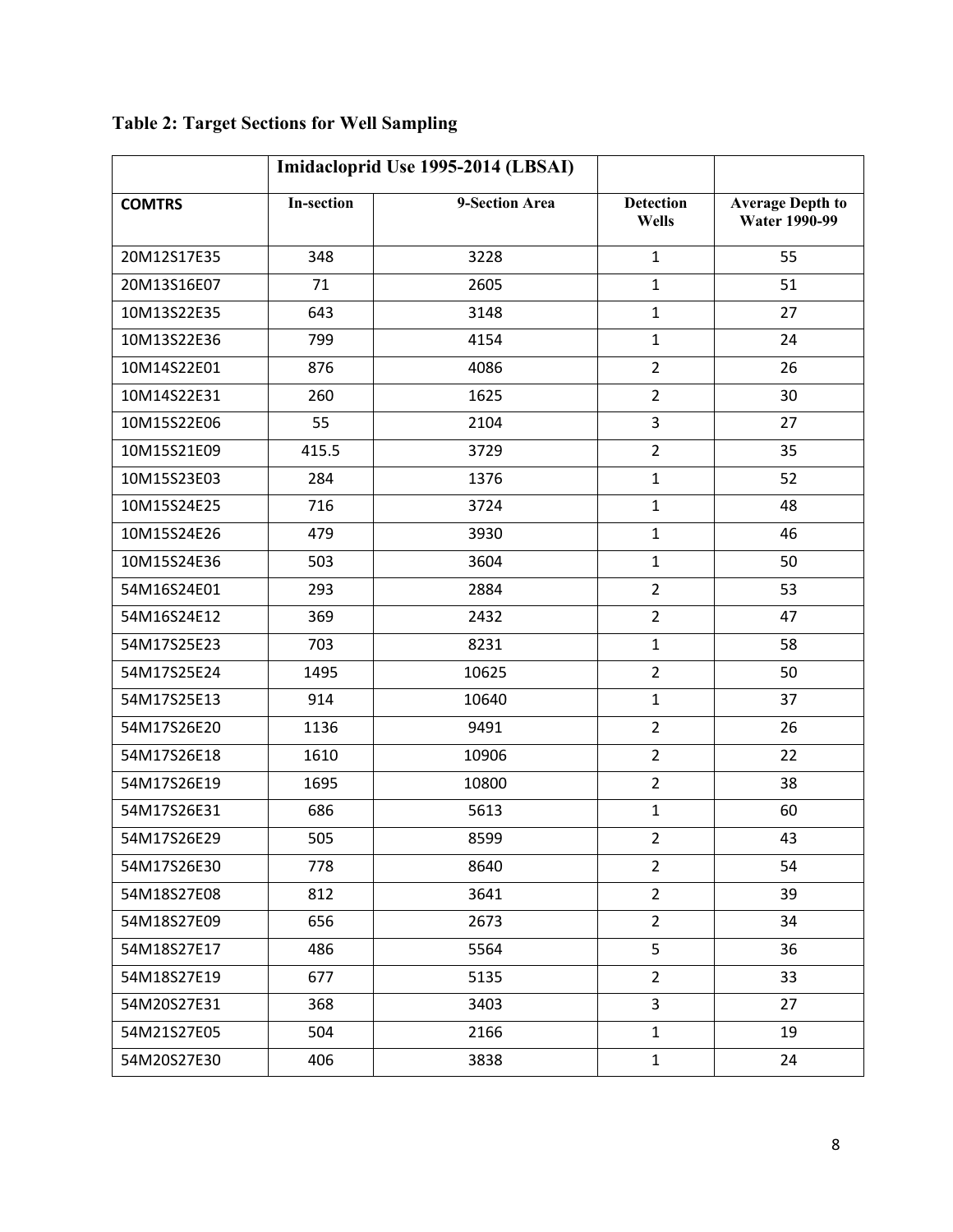**Table 2: Target Sections for Well Sampling**

| | Imidacloprid Use 1995-2014 (LBSAI) | | | |
|---|---|---|---|---|
| **COMTRS** | **In-section** | **9-Section Area** | **Detection Wells** | **Average Depth to Water 1990-99** |
| 20M12S17E35 | 348 | 3228 | 1 | 55 |
| 20M13S16E07 | 71 | 2605 | 1 | 51 |
| 10M13S22E35 | 643 | 3148 | 1 | 27 |
| 10M13S22E36 | 799 | 4154 | 1 | 24 |
| 10M14S22E01 | 876 | 4086 | 2 | 26 |
| 10M14S22E31 | 260 | 1625 | 2 | 30 |
| 10M15S22E06 | 55 | 2104 | 3 | 27 |
| 10M15S21E09 | 415.5 | 3729 | 2 | 35 |
| 10M15S23E03 | 284 | 1376 | 1 | 52 |
| 10M15S24E25 | 716 | 3724 | 1 | 48 |
| 10M15S24E26 | 479 | 3930 | 1 | 46 |
| 10M15S24E36 | 503 | 3604 | 1 | 50 |
| 54M16S24E01 | 293 | 2884 | 2 | 53 |
| 54M16S24E12 | 369 | 2432 | 2 | 47 |
| 54M17S25E23 | 703 | 8231 | 1 | 58 |
| 54M17S25E24 | 1495 | 10625 | 2 | 50 |
| 54M17S25E13 | 914 | 10640 | 1 | 37 |
| 54M17S26E20 | 1136 | 9491 | 2 | 26 |
| 54M17S26E18 | 1610 | 10906 | 2 | 22 |
| 54M17S26E19 | 1695 | 10800 | 2 | 38 |
| 54M17S26E31 | 686 | 5613 | 1 | 60 |
| 54M17S26E29 | 505 | 8599 | 2 | 43 |
| 54M17S26E30 | 778 | 8640 | 2 | 54 |
| 54M18S27E08 | 812 | 3641 | 2 | 39 |
| 54M18S27E09 | 656 | 2673 | 2 | 34 |
| 54M18S27E17 | 486 | 5564 | 5 | 36 |
| 54M18S27E19 | 677 | 5135 | 2 | 33 |
| 54M20S27E31 | 368 | 3403 | 3 | 27 |
| 54M21S27E05 | 504 | 2166 | 1 | 19 |
| 54M20S27E30 | 406 | 3838 | 1 | 24 |